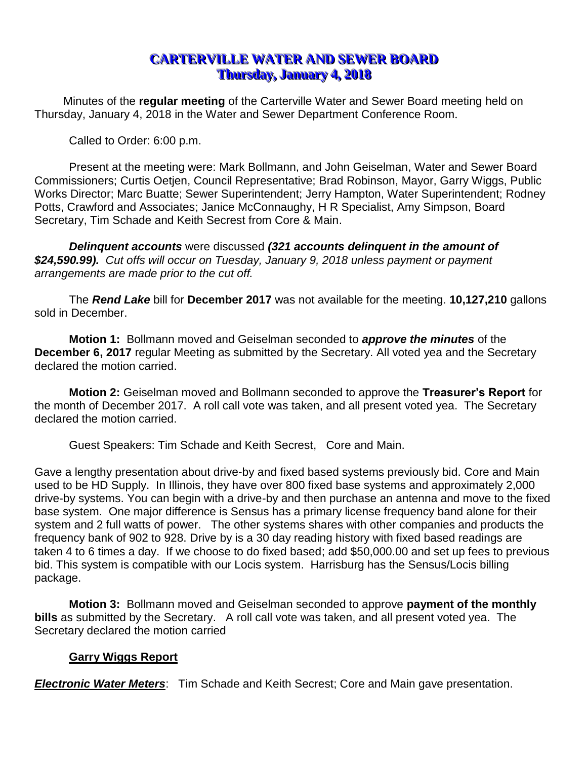# CARTERVILLE WATER AND SEWER BOARD
## Thursday, January 4, 2018

Minutes of the **regular meeting** of the Carterville Water and Sewer Board meeting held on Thursday, January 4, 2018 in the Water and Sewer Department Conference Room.

Called to Order: 6:00 p.m.

Present at the meeting were: Mark Bollmann, and John Geiselman, Water and Sewer Board Commissioners; Curtis Oetjen, Council Representative; Brad Robinson, Mayor, Garry Wiggs, Public Works Director; Marc Buatte; Sewer Superintendent; Jerry Hampton, Water Superintendent; Rodney Potts, Crawford and Associates; Janice McConnaughy, H R Specialist, Amy Simpson, Board Secretary, Tim Schade and Keith Secrest from Core & Main.

***Delinquent accounts*** were discussed ***(321 accounts delinquent in the amount of $24,590.99).*** *Cut offs will occur on Tuesday, January 9, 2018 unless payment or payment arrangements are made prior to the cut off.*

The ***Rend Lake*** bill for **December 2017** was not available for the meeting. **10,127,210** gallons sold in December.

**Motion 1:** Bollmann moved and Geiselman seconded to ***approve the minutes*** of the **December 6, 2017** regular Meeting as submitted by the Secretary. All voted yea and the Secretary declared the motion carried.

**Motion 2:** Geiselman moved and Bollmann seconded to approve the **Treasurer's Report** for the month of December 2017. A roll call vote was taken, and all present voted yea. The Secretary declared the motion carried.

Guest Speakers: Tim Schade and Keith Secrest, Core and Main.

Gave a lengthy presentation about drive-by and fixed based systems previously bid. Core and Main used to be HD Supply. In Illinois, they have over 800 fixed base systems and approximately 2,000 drive-by systems. You can begin with a drive-by and then purchase an antenna and move to the fixed base system. One major difference is Sensus has a primary license frequency band alone for their system and 2 full watts of power. The other systems shares with other companies and products the frequency bank of 902 to 928. Drive by is a 30 day reading history with fixed based readings are taken 4 to 6 times a day. If we choose to do fixed based; add $50,000.00 and set up fees to previous bid. This system is compatible with our Locis system. Harrisburg has the Sensus/Locis billing package.

**Motion 3:** Bollmann moved and Geiselman seconded to approve **payment of the monthly bills** as submitted by the Secretary. A roll call vote was taken, and all present voted yea. The Secretary declared the motion carried

### Garry Wiggs Report

***Electronic Water Meters***: Tim Schade and Keith Secrest; Core and Main gave presentation.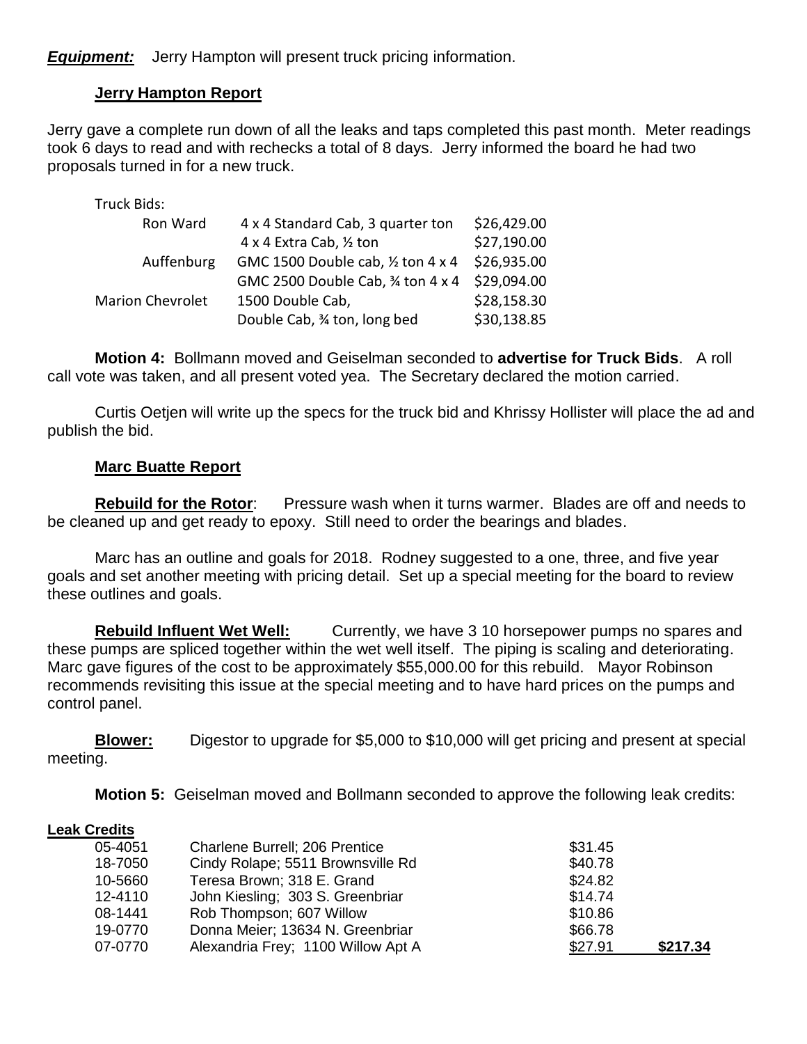***Equipment:*** Jerry Hampton will present truck pricing information.

**Jerry Hampton Report**

Jerry gave a complete run down of all the leaks and taps completed this past month. Meter readings took 6 days to read and with rechecks a total of 8 days. Jerry informed the board he had two proposals turned in for a new truck.

Truck Bids:

| | | |
|---|---|---|
| Ron Ward | 4 x 4 Standard Cab, 3 quarter ton | \$26,429.00 |
| | 4 x 4 Extra Cab, ½ ton | \$27,190.00 |
| Auffenburg | GMC 1500 Double cab, ½ ton 4 x 4 | \$26,935.00 |
| | GMC 2500 Double Cab, ¾ ton 4 x 4 | \$29,094.00 |
| Marion Chevrolet | 1500 Double Cab, | \$28,158.30 |
| | Double Cab, ¾ ton, long bed | \$30,138.85 |

**Motion 4:** Bollmann moved and Geiselman seconded to **advertise for Truck Bids**. A roll call vote was taken, and all present voted yea. The Secretary declared the motion carried.

Curtis Oetjen will write up the specs for the truck bid and Khrissy Hollister will place the ad and publish the bid.

**Marc Buatte Report**

**Rebuild for the Rotor**: Pressure wash when it turns warmer. Blades are off and needs to be cleaned up and get ready to epoxy. Still need to order the bearings and blades.

Marc has an outline and goals for 2018. Rodney suggested to a one, three, and five year goals and set another meeting with pricing detail. Set up a special meeting for the board to review these outlines and goals.

**Rebuild Influent Wet Well:** Currently, we have 3 10 horsepower pumps no spares and these pumps are spliced together within the wet well itself. The piping is scaling and deteriorating. Marc gave figures of the cost to be approximately \$55,000.00 for this rebuild. Mayor Robinson recommends revisiting this issue at the special meeting and to have hard prices on the pumps and control panel.

**Blower:** Digestor to upgrade for \$5,000 to \$10,000 will get pricing and present at special meeting.

**Motion 5:** Geiselman moved and Bollmann seconded to approve the following leak credits:

**Leak Credits**

| | | | |
|---|---|---|---|
| 05-4051 | Charlene Burrell; 206 Prentice | \$31.45 | |
| 18-7050 | Cindy Rolape; 5511 Brownsville Rd | \$40.78 | |
| 10-5660 | Teresa Brown; 318 E. Grand | \$24.82 | |
| 12-4110 | John Kiesling; 303 S. Greenbriar | \$14.74 | |
| 08-1441 | Rob Thompson; 607 Willow | \$10.86 | |
| 19-0770 | Donna Meier; 13634 N. Greenbriar | \$66.78 | |
| 07-0770 | Alexandria Frey; 1100 Willow Apt A | \$27.91 | **\$217.34** |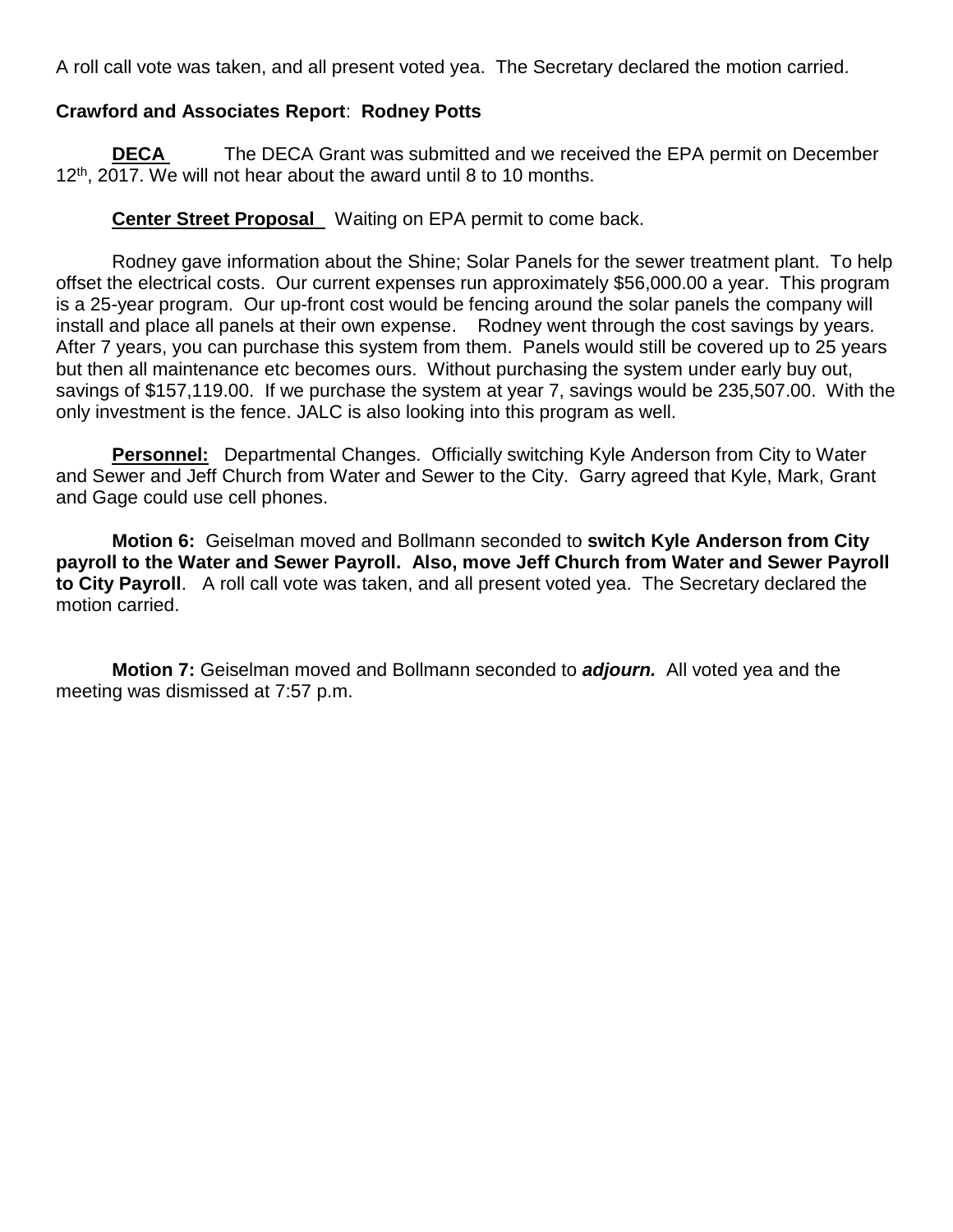A roll call vote was taken, and all present voted yea. The Secretary declared the motion carried.

**Crawford and Associates Report**: **Rodney Potts**

**DECA** The DECA Grant was submitted and we received the EPA permit on December 12th, 2017. We will not hear about the award until 8 to 10 months.

**Center Street Proposal** Waiting on EPA permit to come back.

Rodney gave information about the Shine; Solar Panels for the sewer treatment plant. To help offset the electrical costs. Our current expenses run approximately $56,000.00 a year. This program is a 25-year program. Our up-front cost would be fencing around the solar panels the company will install and place all panels at their own expense. Rodney went through the cost savings by years. After 7 years, you can purchase this system from them. Panels would still be covered up to 25 years but then all maintenance etc becomes ours. Without purchasing the system under early buy out, savings of $157,119.00. If we purchase the system at year 7, savings would be 235,507.00. With the only investment is the fence. JALC is also looking into this program as well.

**Personnel:** Departmental Changes. Officially switching Kyle Anderson from City to Water and Sewer and Jeff Church from Water and Sewer to the City. Garry agreed that Kyle, Mark, Grant and Gage could use cell phones.

**Motion 6:** Geiselman moved and Bollmann seconded to **switch Kyle Anderson from City payroll to the Water and Sewer Payroll. Also, move Jeff Church from Water and Sewer Payroll to City Payroll**. A roll call vote was taken, and all present voted yea. The Secretary declared the motion carried.

**Motion 7:** Geiselman moved and Bollmann seconded to ***adjourn.*** All voted yea and the meeting was dismissed at 7:57 p.m.